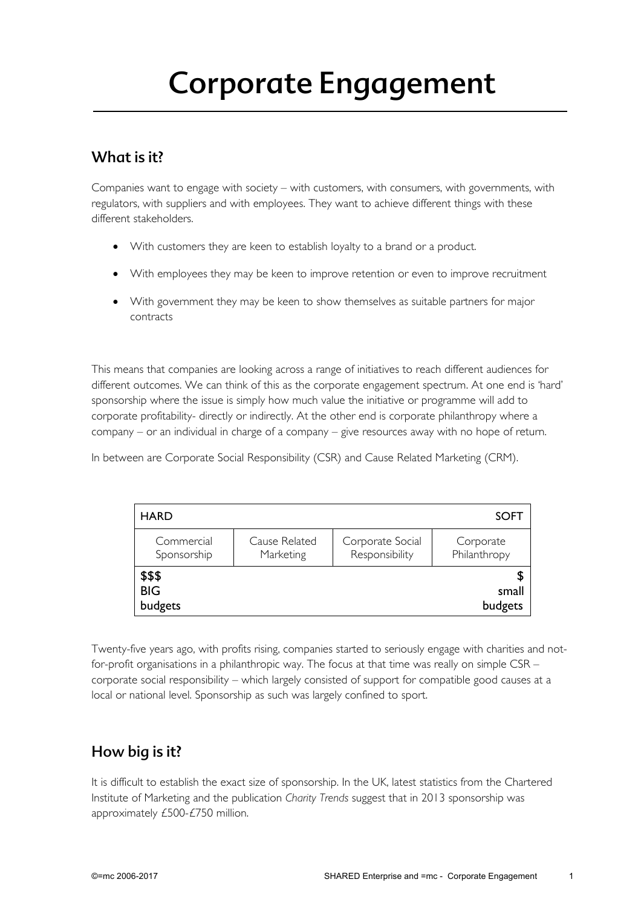# Corporate Engagement

## What is it?

Companies want to engage with society – with customers, with consumers, with governments, with regulators, with suppliers and with employees. They want to achieve different things with these different stakeholders.

- With customers they are keen to establish loyalty to a brand or a product.
- With employees they may be keen to improve retention or even to improve recruitment
- With government they may be keen to show themselves as suitable partners for major contracts

This means that companies are looking across a range of initiatives to reach different audiences for different outcomes. We can think of this as the corporate engagement spectrum. At one end is 'hard' sponsorship where the issue is simply how much value the initiative or programme will add to corporate profitability- directly or indirectly. At the other end is corporate philanthropy where a company – or an individual in charge of a company – give resources away with no hope of return.

In between are Corporate Social Responsibility (CSR) and Cause Related Marketing (CRM).

| **HARD** | | | **SOFT** |
|---|---|---|---|
| Commercial Sponsorship | Cause Related Marketing | Corporate Social Responsibility | Corporate Philanthropy |
| **$$$ BIG budgets** | | | **$ small budgets** |

Twenty-five years ago, with profits rising, companies started to seriously engage with charities and not-for-profit organisations in a philanthropic way. The focus at that time was really on simple CSR – corporate social responsibility – which largely consisted of support for compatible good causes at a local or national level. Sponsorship as such was largely confined to sport.

## How big is it?

It is difficult to establish the exact size of sponsorship. In the UK, latest statistics from the Chartered Institute of Marketing and the publication *Charity Trends* suggest that in 2013 sponsorship was approximately £500-£750 million.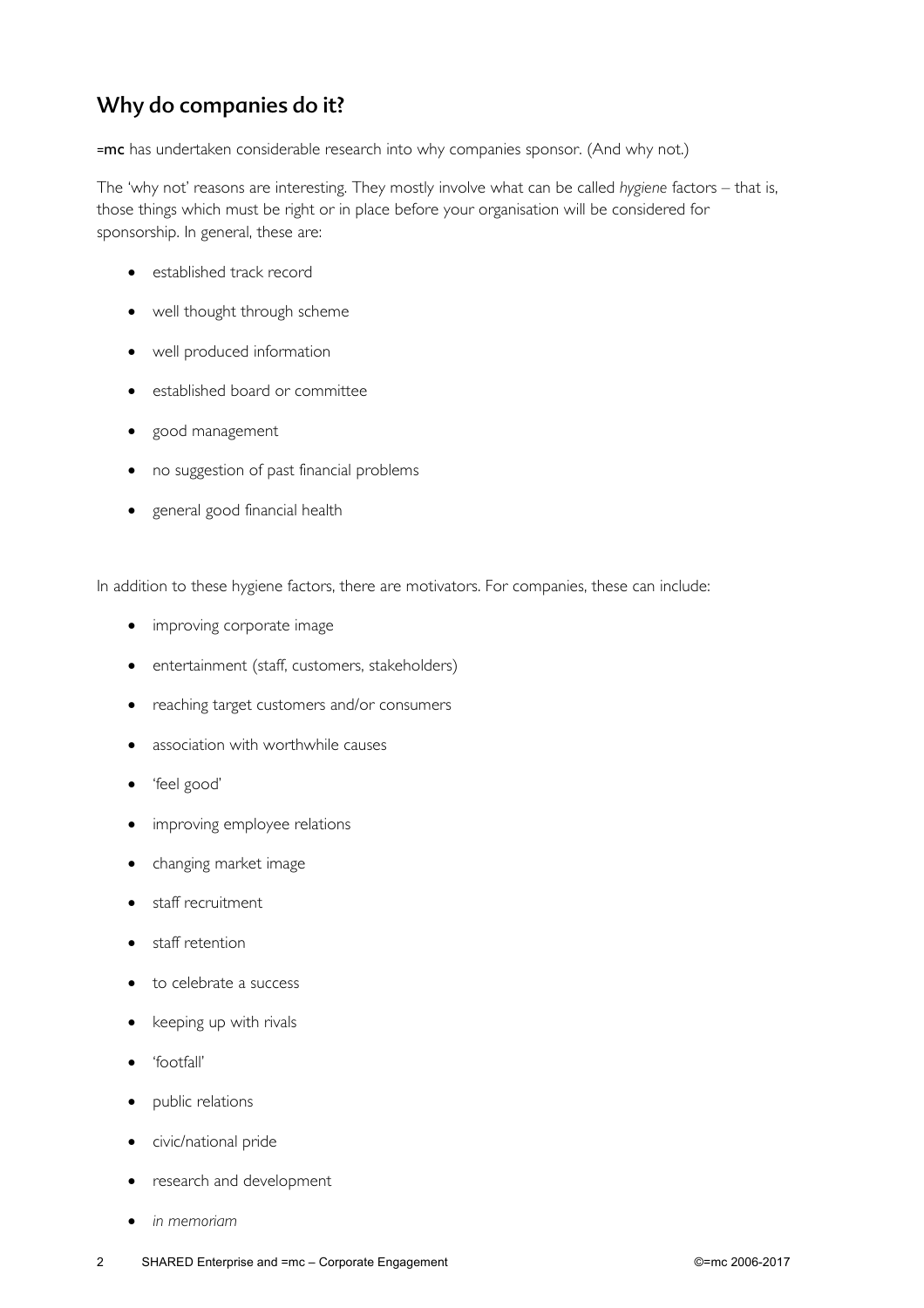## Why do companies do it?

**=mc** has undertaken considerable research into why companies sponsor. (And why not.)

The 'why not' reasons are interesting. They mostly involve what can be called *hygiene* factors – that is, those things which must be right or in place before your organisation will be considered for sponsorship. In general, these are:

- established track record
- well thought through scheme
- well produced information
- established board or committee
- good management
- no suggestion of past financial problems
- general good financial health

In addition to these hygiene factors, there are motivators. For companies, these can include:

- improving corporate image
- entertainment (staff, customers, stakeholders)
- reaching target customers and/or consumers
- association with worthwhile causes
- 'feel good'
- improving employee relations
- changing market image
- staff recruitment
- staff retention
- to celebrate a success
- keeping up with rivals
- 'footfall'
- public relations
- civic/national pride
- research and development
- *in memoriam*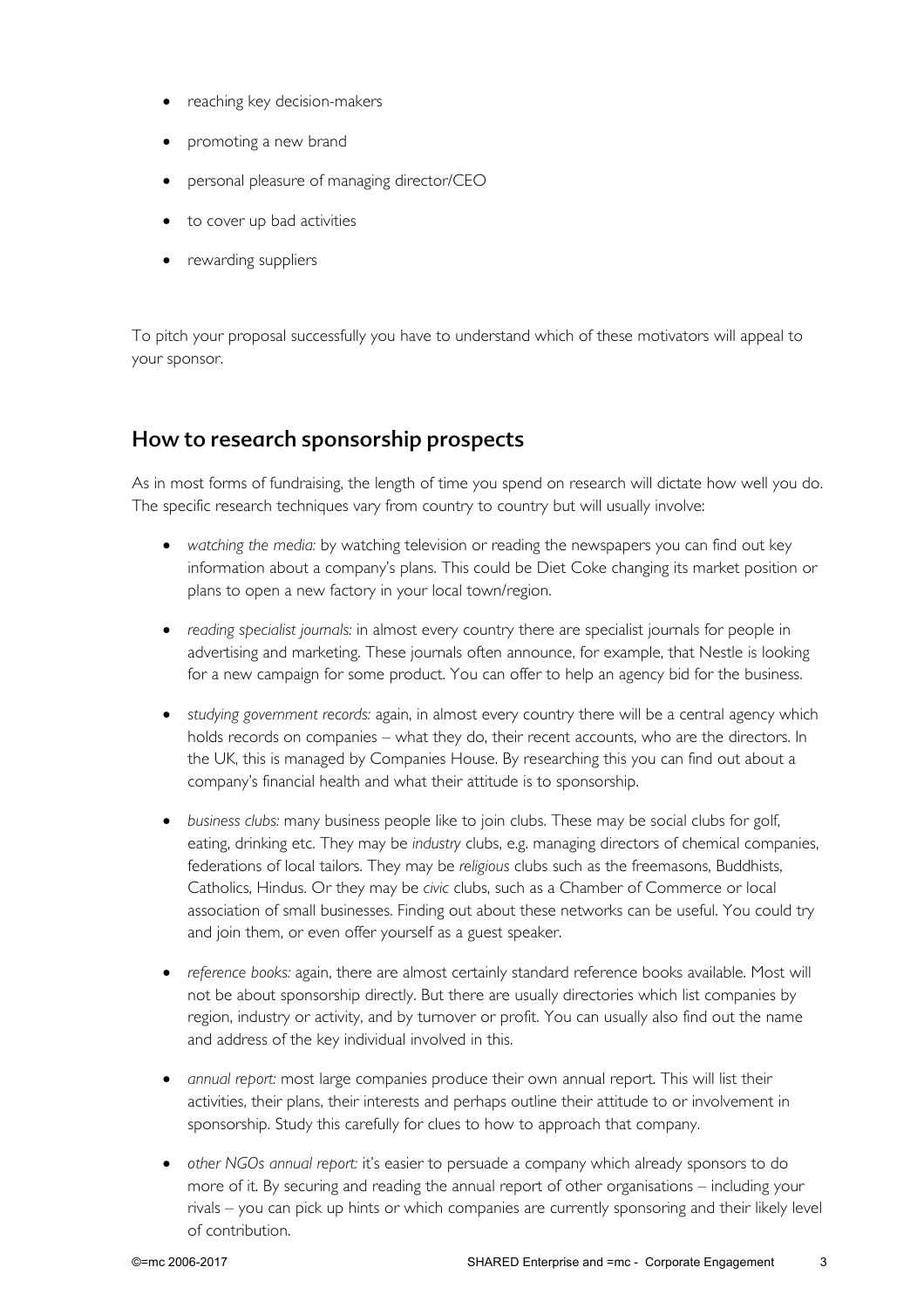- reaching key decision-makers
- promoting a new brand
- personal pleasure of managing director/CEO
- to cover up bad activities
- rewarding suppliers

To pitch your proposal successfully you have to understand which of these motivators will appeal to your sponsor.

## How to research sponsorship prospects

As in most forms of fundraising, the length of time you spend on research will dictate how well you do. The specific research techniques vary from country to country but will usually involve:

- *watching the media:* by watching television or reading the newspapers you can find out key information about a company's plans. This could be Diet Coke changing its market position or plans to open a new factory in your local town/region.
- *reading specialist journals:* in almost every country there are specialist journals for people in advertising and marketing. These journals often announce, for example, that Nestle is looking for a new campaign for some product. You can offer to help an agency bid for the business.
- *studying government records:* again, in almost every country there will be a central agency which holds records on companies – what they do, their recent accounts, who are the directors. In the UK, this is managed by Companies House. By researching this you can find out about a company's financial health and what their attitude is to sponsorship.
- *business clubs:* many business people like to join clubs. These may be social clubs for golf, eating, drinking etc. They may be *industry* clubs, e.g. managing directors of chemical companies, federations of local tailors. They may be *religious* clubs such as the freemasons, Buddhists, Catholics, Hindus. Or they may be *civic* clubs, such as a Chamber of Commerce or local association of small businesses. Finding out about these networks can be useful. You could try and join them, or even offer yourself as a guest speaker.
- *reference books:* again, there are almost certainly standard reference books available. Most will not be about sponsorship directly. But there are usually directories which list companies by region, industry or activity, and by turnover or profit. You can usually also find out the name and address of the key individual involved in this.
- *annual report:* most large companies produce their own annual report. This will list their activities, their plans, their interests and perhaps outline their attitude to or involvement in sponsorship. Study this carefully for clues to how to approach that company.
- *other NGOs annual report:* it's easier to persuade a company which already sponsors to do more of it. By securing and reading the annual report of other organisations – including your rivals – you can pick up hints or which companies are currently sponsoring and their likely level of contribution.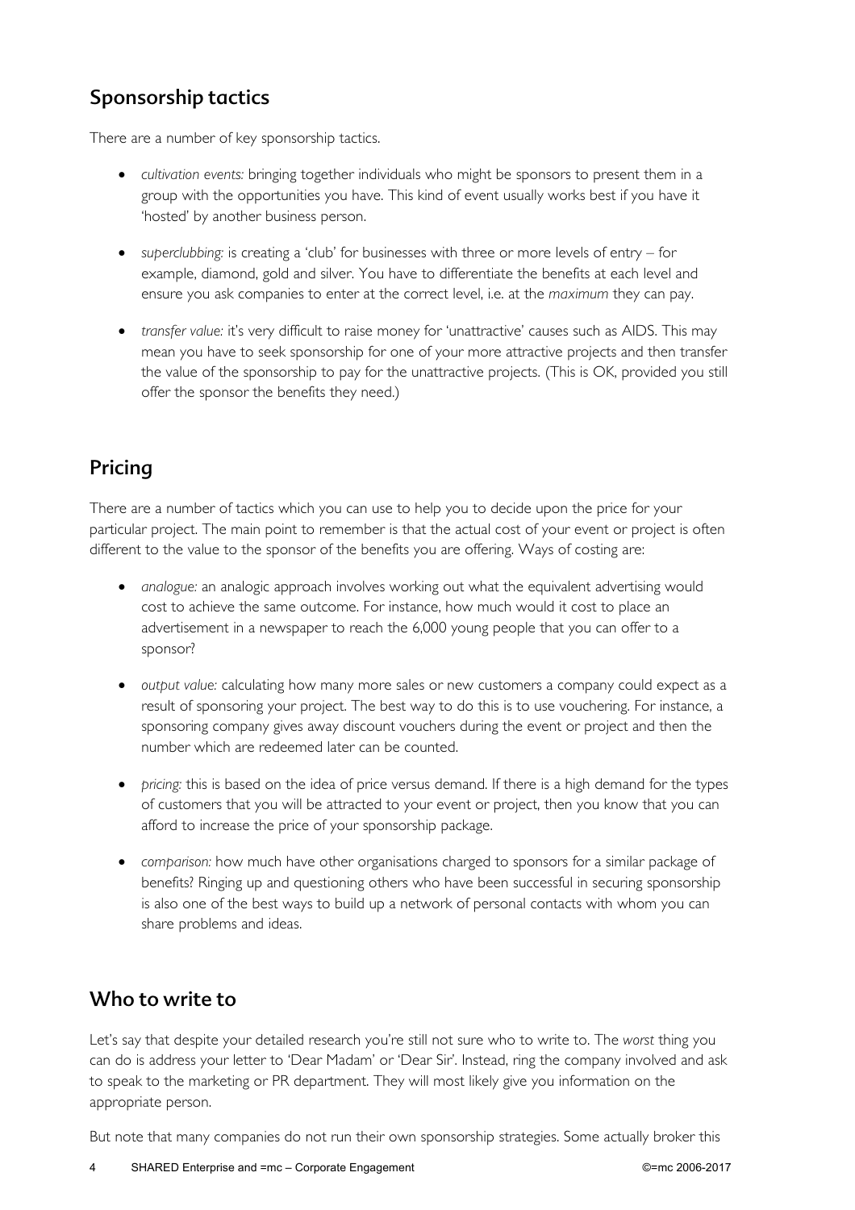## Sponsorship tactics

There are a number of key sponsorship tactics.

- *cultivation events:* bringing together individuals who might be sponsors to present them in a group with the opportunities you have. This kind of event usually works best if you have it 'hosted' by another business person.

- *superclubbing:* is creating a 'club' for businesses with three or more levels of entry – for example, diamond, gold and silver. You have to differentiate the benefits at each level and ensure you ask companies to enter at the correct level, i.e. at the *maximum* they can pay.

- *transfer value:* it's very difficult to raise money for 'unattractive' causes such as AIDS. This may mean you have to seek sponsorship for one of your more attractive projects and then transfer the value of the sponsorship to pay for the unattractive projects. (This is OK, provided you still offer the sponsor the benefits they need.)

## Pricing

There are a number of tactics which you can use to help you to decide upon the price for your particular project. The main point to remember is that the actual cost of your event or project is often different to the value to the sponsor of the benefits you are offering. Ways of costing are:

- *analogue:* an analogic approach involves working out what the equivalent advertising would cost to achieve the same outcome. For instance, how much would it cost to place an advertisement in a newspaper to reach the 6,000 young people that you can offer to a sponsor?

- *output value:* calculating how many more sales or new customers a company could expect as a result of sponsoring your project. The best way to do this is to use vouchering. For instance, a sponsoring company gives away discount vouchers during the event or project and then the number which are redeemed later can be counted.

- *pricing:* this is based on the idea of price versus demand. If there is a high demand for the types of customers that you will be attracted to your event or project, then you know that you can afford to increase the price of your sponsorship package.

- *comparison:* how much have other organisations charged to sponsors for a similar package of benefits? Ringing up and questioning others who have been successful in securing sponsorship is also one of the best ways to build up a network of personal contacts with whom you can share problems and ideas.

## Who to write to

Let's say that despite your detailed research you're still not sure who to write to. The *worst* thing you can do is address your letter to 'Dear Madam' or 'Dear Sir'. Instead, ring the company involved and ask to speak to the marketing or PR department. They will most likely give you information on the appropriate person.

But note that many companies do not run their own sponsorship strategies. Some actually broker this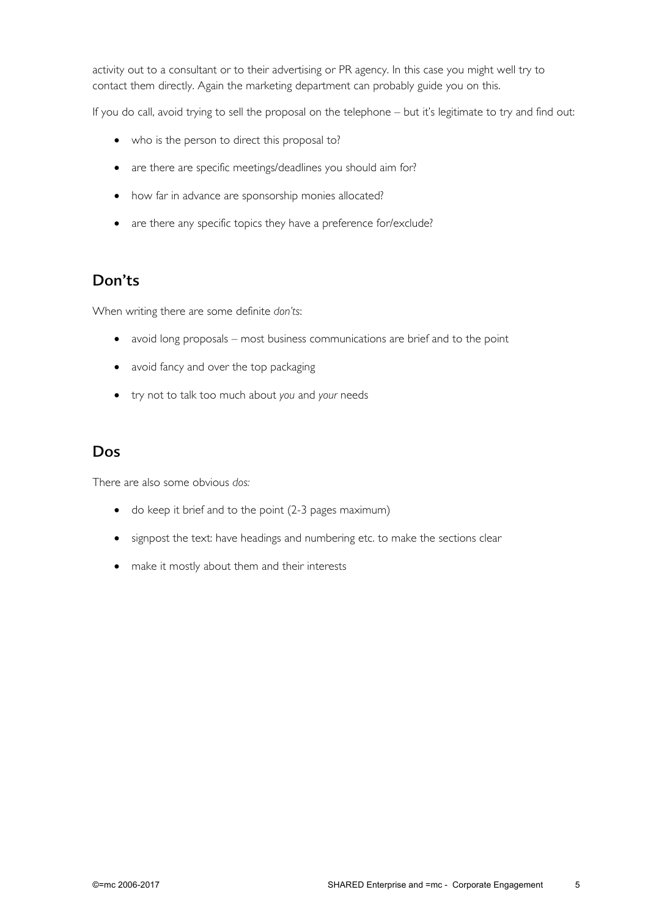activity out to a consultant or to their advertising or PR agency. In this case you might well try to contact them directly. Again the marketing department can probably guide you on this.

If you do call, avoid trying to sell the proposal on the telephone – but it's legitimate to try and find out:

- who is the person to direct this proposal to?
- are there are specific meetings/deadlines you should aim for?
- how far in advance are sponsorship monies allocated?
- are there any specific topics they have a preference for/exclude?

## Don'ts

When writing there are some definite *don'ts*:

- avoid long proposals – most business communications are brief and to the point
- avoid fancy and over the top packaging
- try not to talk too much about *you* and *your* needs

## Dos

There are also some obvious *dos:*

- do keep it brief and to the point (2-3 pages maximum)
- signpost the text: have headings and numbering etc. to make the sections clear
- make it mostly about them and their interests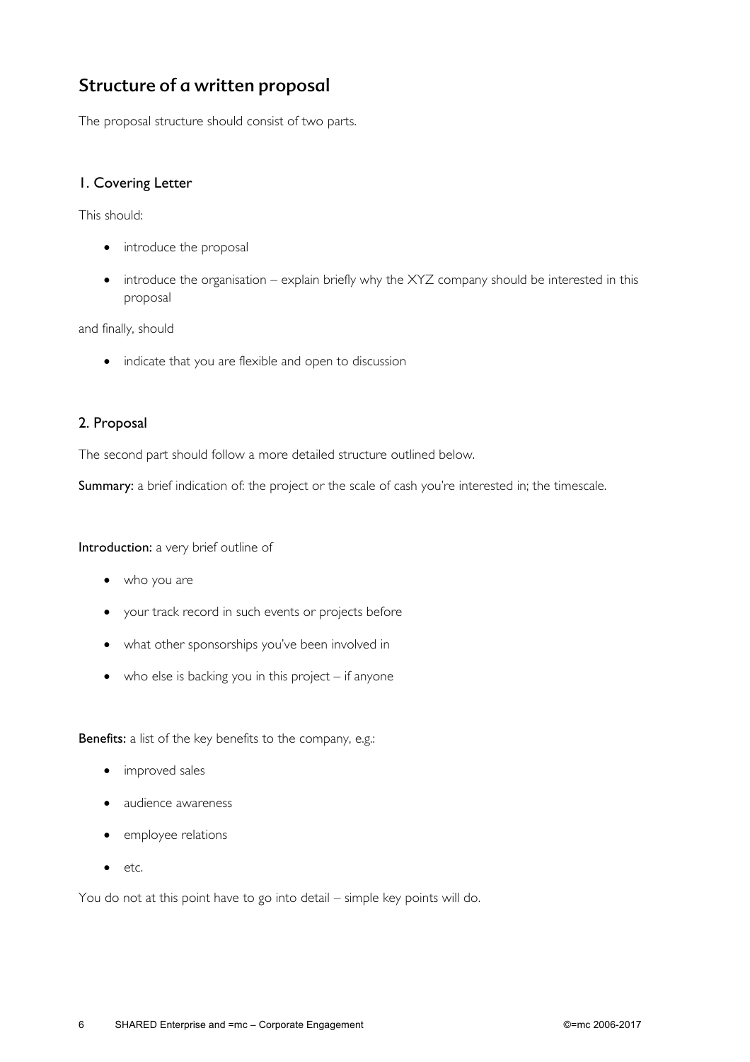## Structure of a written proposal

The proposal structure should consist of two parts.

### 1. Covering Letter

This should:

- introduce the proposal
- introduce the organisation – explain briefly why the XYZ company should be interested in this proposal

and finally, should

- indicate that you are flexible and open to discussion

### 2. Proposal

The second part should follow a more detailed structure outlined below.

**Summary:** a brief indication of: the project or the scale of cash you're interested in; the timescale.

**Introduction:** a very brief outline of

- who you are
- your track record in such events or projects before
- what other sponsorships you've been involved in
- who else is backing you in this project – if anyone

**Benefits:** a list of the key benefits to the company, e.g.:

- improved sales
- audience awareness
- employee relations
- etc.

You do not at this point have to go into detail – simple key points will do.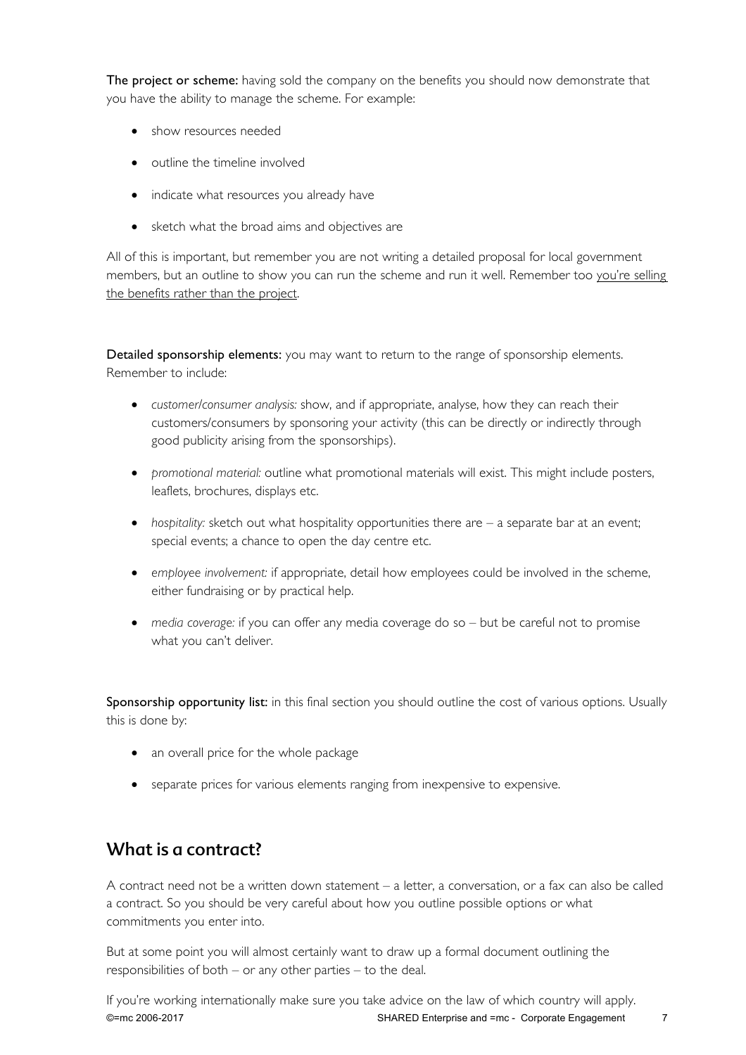**The project or scheme:** having sold the company on the benefits you should now demonstrate that you have the ability to manage the scheme. For example:

- show resources needed
- outline the timeline involved
- indicate what resources you already have
- sketch what the broad aims and objectives are

All of this is important, but remember you are not writing a detailed proposal for local government members, but an outline to show you can run the scheme and run it well. Remember too <u>you're selling the benefits rather than the project</u>.

**Detailed sponsorship elements:** you may want to return to the range of sponsorship elements. Remember to include:

- *customer/consumer analysis:* show, and if appropriate, analyse, how they can reach their customers/consumers by sponsoring your activity (this can be directly or indirectly through good publicity arising from the sponsorships).
- *promotional material:* outline what promotional materials will exist. This might include posters, leaflets, brochures, displays etc.
- *hospitality:* sketch out what hospitality opportunities there are – a separate bar at an event; special events; a chance to open the day centre etc.
- *employee involvement:* if appropriate, detail how employees could be involved in the scheme, either fundraising or by practical help.
- *media coverage:* if you can offer any media coverage do so – but be careful not to promise what you can't deliver.

**Sponsorship opportunity list:** in this final section you should outline the cost of various options. Usually this is done by:

- an overall price for the whole package
- separate prices for various elements ranging from inexpensive to expensive.

## What is a contract?

A contract need not be a written down statement – a letter, a conversation, or a fax can also be called a contract. So you should be very careful about how you outline possible options or what commitments you enter into.

But at some point you will almost certainly want to draw up a formal document outlining the responsibilities of both – or any other parties – to the deal.

If you're working internationally make sure you take advice on the law of which country will apply.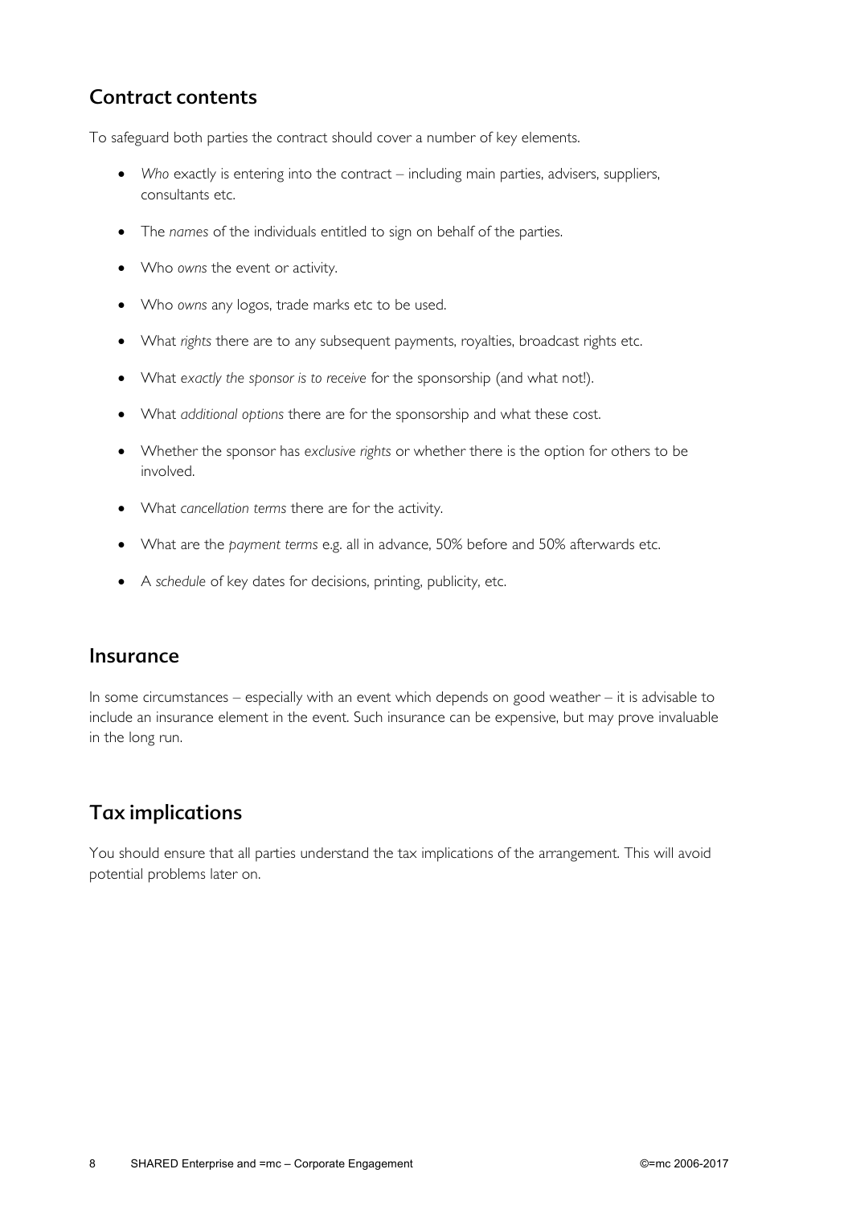## Contract contents

To safeguard both parties the contract should cover a number of key elements.

- *Who* exactly is entering into the contract – including main parties, advisers, suppliers, consultants etc.
- The *names* of the individuals entitled to sign on behalf of the parties.
- Who *owns* the event or activity.
- Who *owns* any logos, trade marks etc to be used.
- What *rights* there are to any subsequent payments, royalties, broadcast rights etc.
- What *exactly the sponsor is to receive* for the sponsorship (and what not!).
- What *additional options* there are for the sponsorship and what these cost.
- Whether the sponsor has *exclusive rights* or whether there is the option for others to be involved.
- What *cancellation terms* there are for the activity.
- What are the *payment terms* e.g. all in advance, 50% before and 50% afterwards etc.
- A *schedule* of key dates for decisions, printing, publicity, etc.

## Insurance

In some circumstances – especially with an event which depends on good weather – it is advisable to include an insurance element in the event. Such insurance can be expensive, but may prove invaluable in the long run.

## Tax implications

You should ensure that all parties understand the tax implications of the arrangement. This will avoid potential problems later on.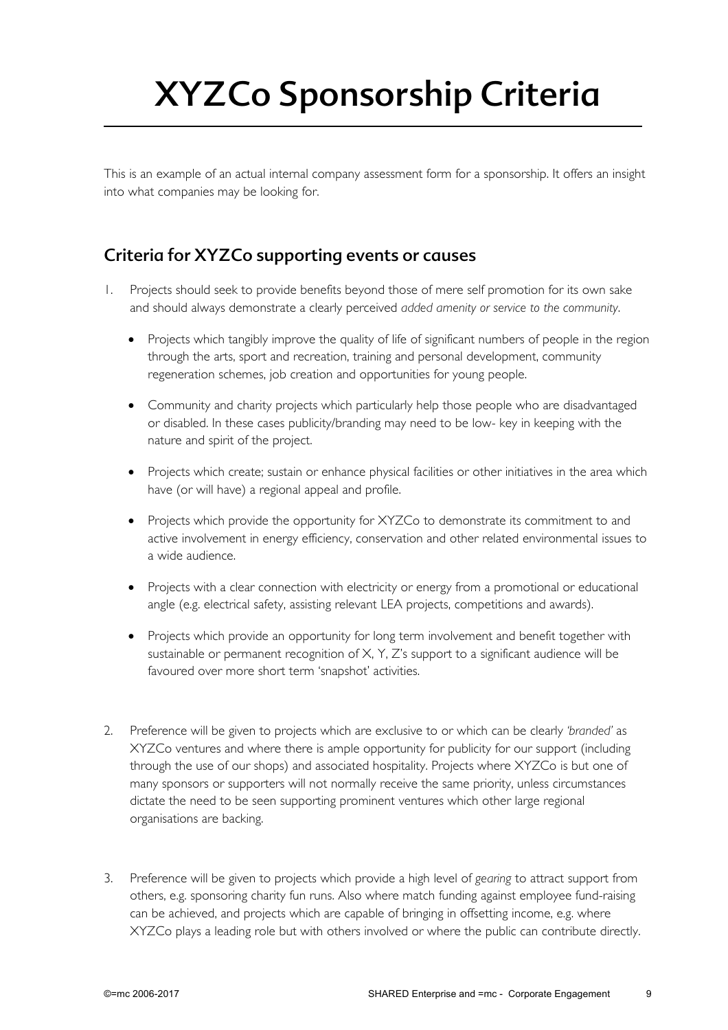# XYZCo Sponsorship Criteria

This is an example of an actual internal company assessment form for a sponsorship. It offers an insight into what companies may be looking for.

## Criteria for XYZCo supporting events or causes

1. Projects should seek to provide benefits beyond those of mere self promotion for its own sake and should always demonstrate a clearly perceived *added amenity or service to the community*.

   - Projects which tangibly improve the quality of life of significant numbers of people in the region through the arts, sport and recreation, training and personal development, community regeneration schemes, job creation and opportunities for young people.

   - Community and charity projects which particularly help those people who are disadvantaged or disabled. In these cases publicity/branding may need to be low- key in keeping with the nature and spirit of the project.

   - Projects which create; sustain or enhance physical facilities or other initiatives in the area which have (or will have) a regional appeal and profile.

   - Projects which provide the opportunity for XYZCo to demonstrate its commitment to and active involvement in energy efficiency, conservation and other related environmental issues to a wide audience.

   - Projects with a clear connection with electricity or energy from a promotional or educational angle (e.g. electrical safety, assisting relevant LEA projects, competitions and awards).

   - Projects which provide an opportunity for long term involvement and benefit together with sustainable or permanent recognition of X, Y, Z's support to a significant audience will be favoured over more short term 'snapshot' activities.

2. Preference will be given to projects which are exclusive to or which can be clearly *'branded'* as XYZCo ventures and where there is ample opportunity for publicity for our support (including through the use of our shops) and associated hospitality. Projects where XYZCo is but one of many sponsors or supporters will not normally receive the same priority, unless circumstances dictate the need to be seen supporting prominent ventures which other large regional organisations are backing.

3. Preference will be given to projects which provide a high level of *gearing* to attract support from others, e.g. sponsoring charity fun runs. Also where match funding against employee fund-raising can be achieved, and projects which are capable of bringing in offsetting income, e.g. where XYZCo plays a leading role but with others involved or where the public can contribute directly.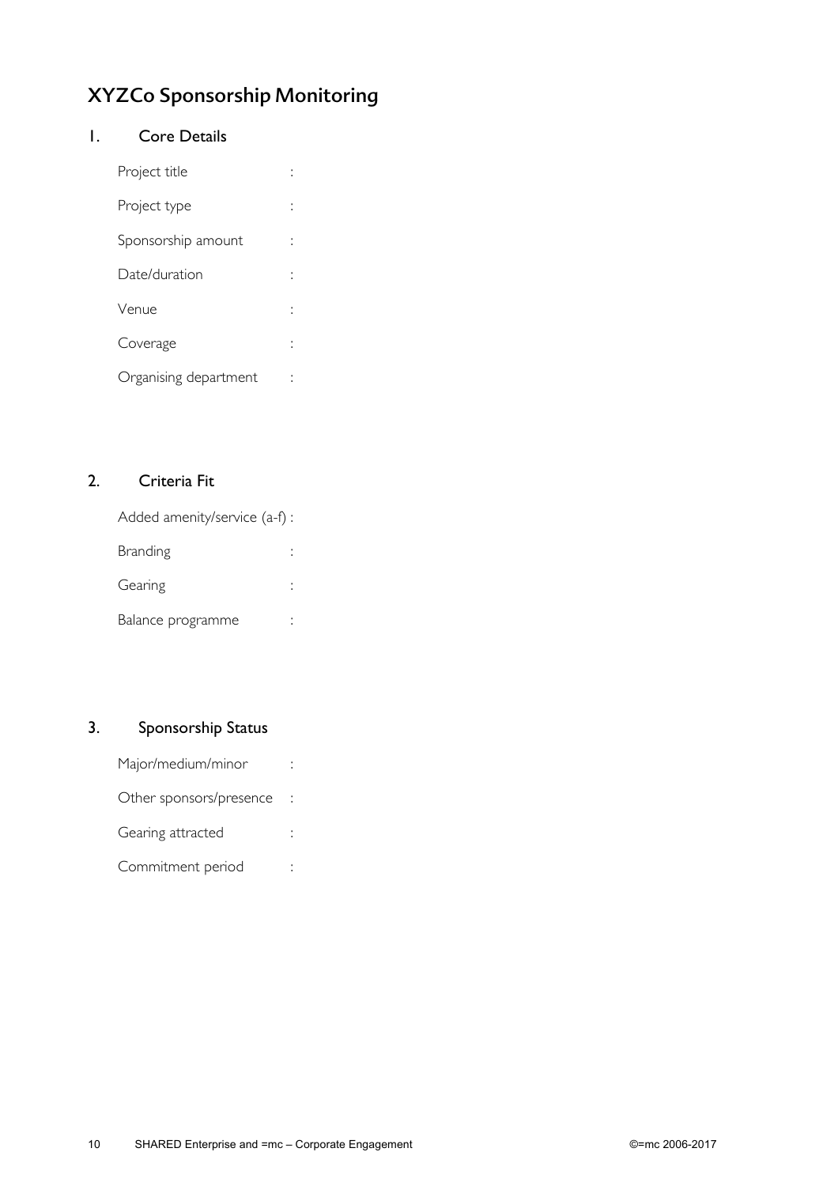# XYZCo Sponsorship Monitoring

## 1. Core Details

Project title :

Project type :

Sponsorship amount :

Date/duration :

Venue :

Coverage :

Organising department :

## 2. Criteria Fit

Added amenity/service (a-f) :

Branding :

Gearing :

Balance programme :

## 3. Sponsorship Status

Major/medium/minor :

Other sponsors/presence :

Gearing attracted :

Commitment period :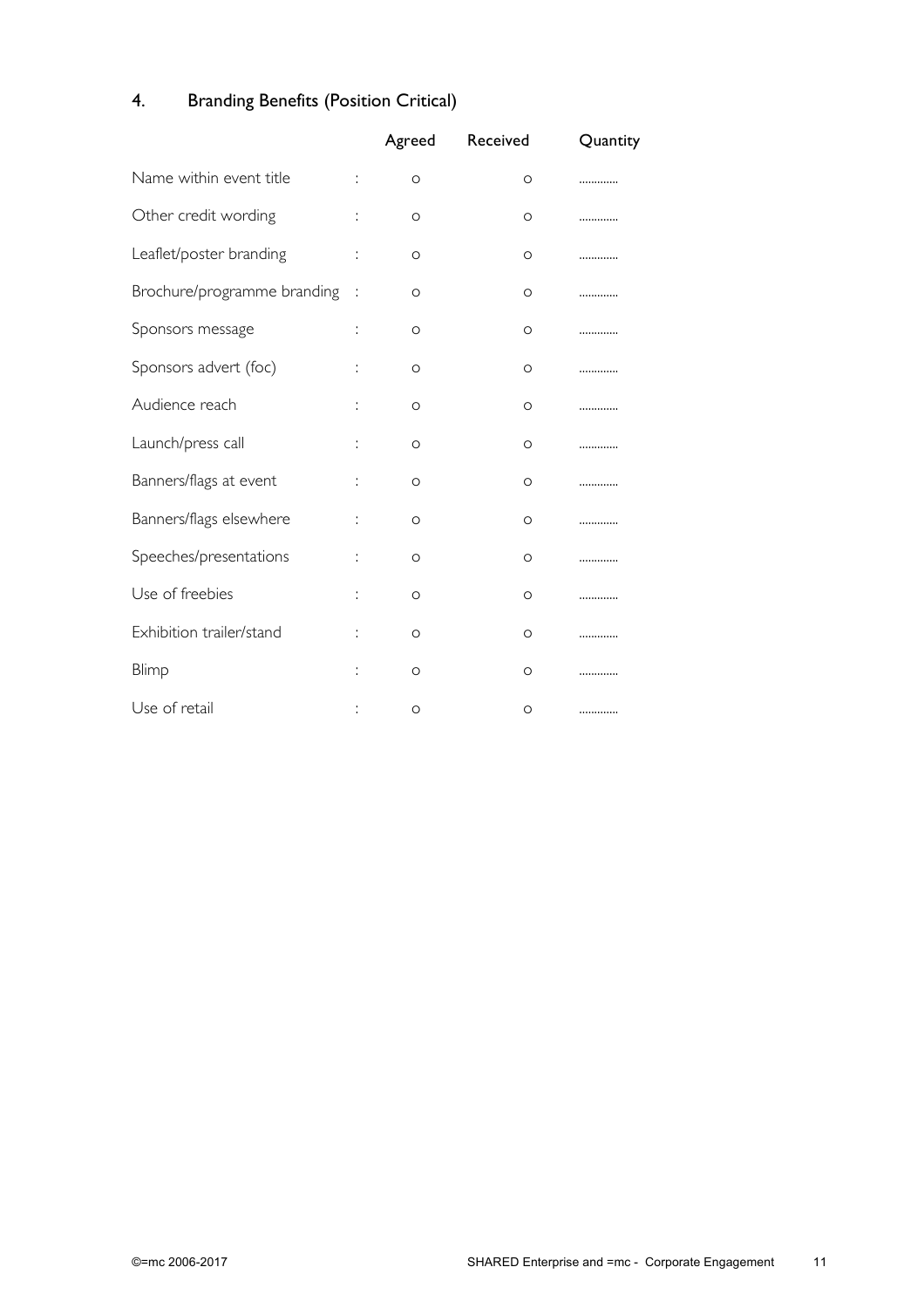## 4. Branding Benefits (Position Critical)

| | | Agreed | Received | Quantity |
|---|---|---|---|---|
| Name within event title | : | o | o | ............ |
| Other credit wording | : | o | o | ............ |
| Leaflet/poster branding | : | o | o | ............ |
| Brochure/programme branding | : | o | o | ............ |
| Sponsors message | : | o | o | ............ |
| Sponsors advert (foc) | : | o | o | ............ |
| Audience reach | : | o | o | ............ |
| Launch/press call | : | o | o | ............ |
| Banners/flags at event | : | o | o | ............ |
| Banners/flags elsewhere | : | o | o | ............ |
| Speeches/presentations | : | o | o | ............ |
| Use of freebies | : | o | o | ............ |
| Exhibition trailer/stand | : | o | o | ............ |
| Blimp | : | o | o | ............ |
| Use of retail | : | o | o | ............ |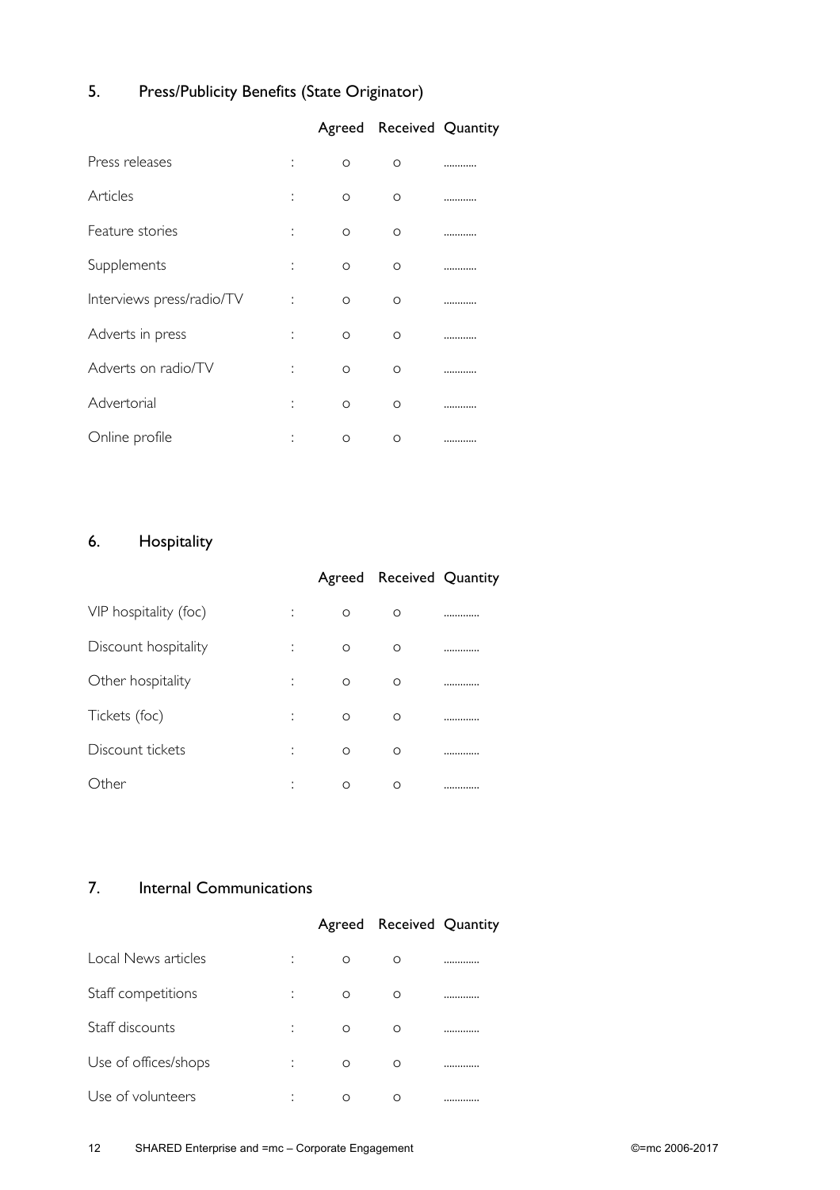## 5. Press/Publicity Benefits (State Originator)

| | | Agreed | Received | Quantity |
|---|---|---|---|---|
| Press releases | : | o | o | ………… |
| Articles | : | o | o | ………… |
| Feature stories | : | o | o | ………… |
| Supplements | : | o | o | ………… |
| Interviews press/radio/TV | : | o | o | ………… |
| Adverts in press | : | o | o | ………… |
| Adverts on radio/TV | : | o | o | ………… |
| Advertorial | : | o | o | ………… |
| Online profile | : | o | o | ………… |

## 6. Hospitality

| | | Agreed | Received | Quantity |
|---|---|---|---|---|
| VIP hospitality (foc) | : | o | o | ………… |
| Discount hospitality | : | o | o | ………… |
| Other hospitality | : | o | o | ………… |
| Tickets (foc) | : | o | o | ………… |
| Discount tickets | : | o | o | ………… |
| Other | : | o | o | ………… |

## 7. Internal Communications

| | | Agreed | Received | Quantity |
|---|---|---|---|---|
| Local News articles | : | o | o | ………… |
| Staff competitions | : | o | o | ………… |
| Staff discounts | : | o | o | ………… |
| Use of offices/shops | : | o | o | ………… |
| Use of volunteers | : | o | o | ………… |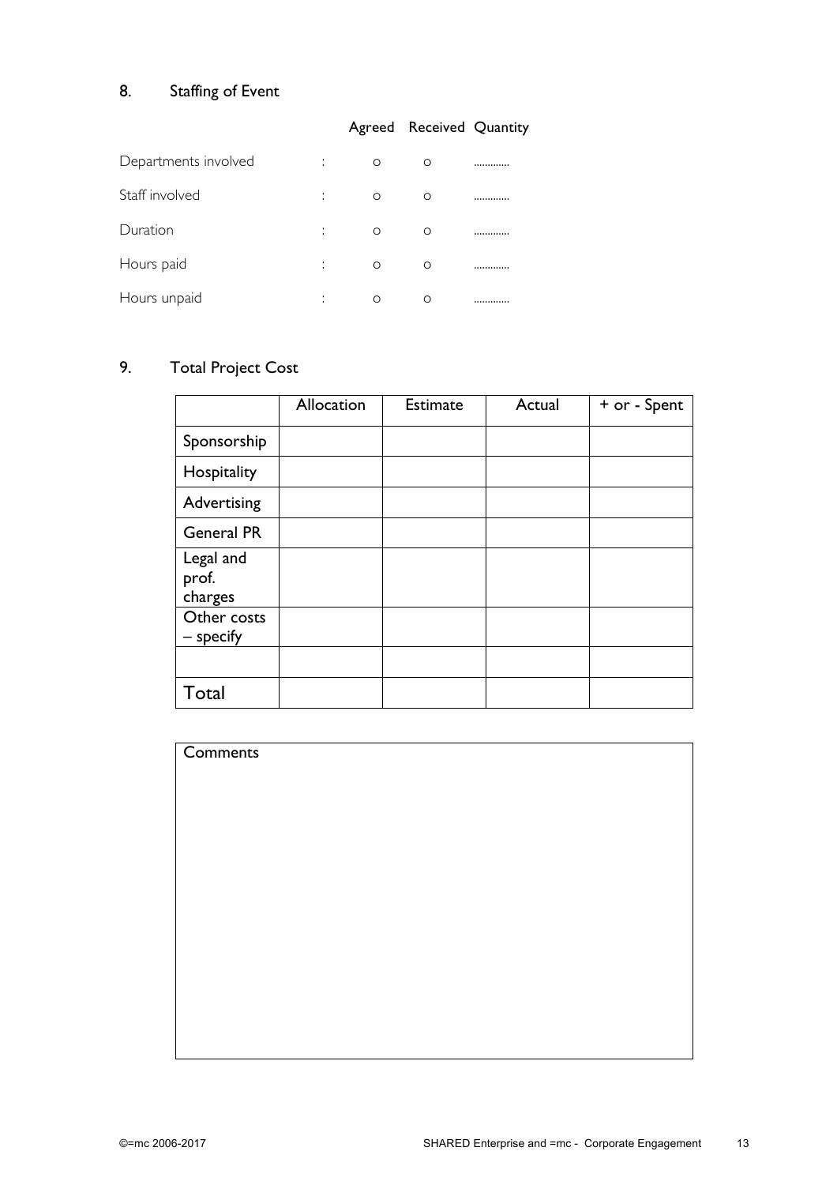## 8. Staffing of Event

| | | Agreed | Received | Quantity |
|---|---|---|---|---|
| Departments involved | : | o | o | ............ |
| Staff involved | : | o | o | ............ |
| Duration | : | o | o | ............ |
| Hours paid | : | o | o | ............ |
| Hours unpaid | : | o | o | ............ |

## 9. Total Project Cost

| | Allocation | Estimate | Actual | + or - Spent |
|---|---|---|---|---|
| Sponsorship | | | | |
| Hospitality | | | | |
| Advertising | | | | |
| General PR | | | | |
| Legal and prof. charges | | | | |
| Other costs – specify | | | | |
| | | | | |
| Total | | | | |

| Comments |
|---|
| |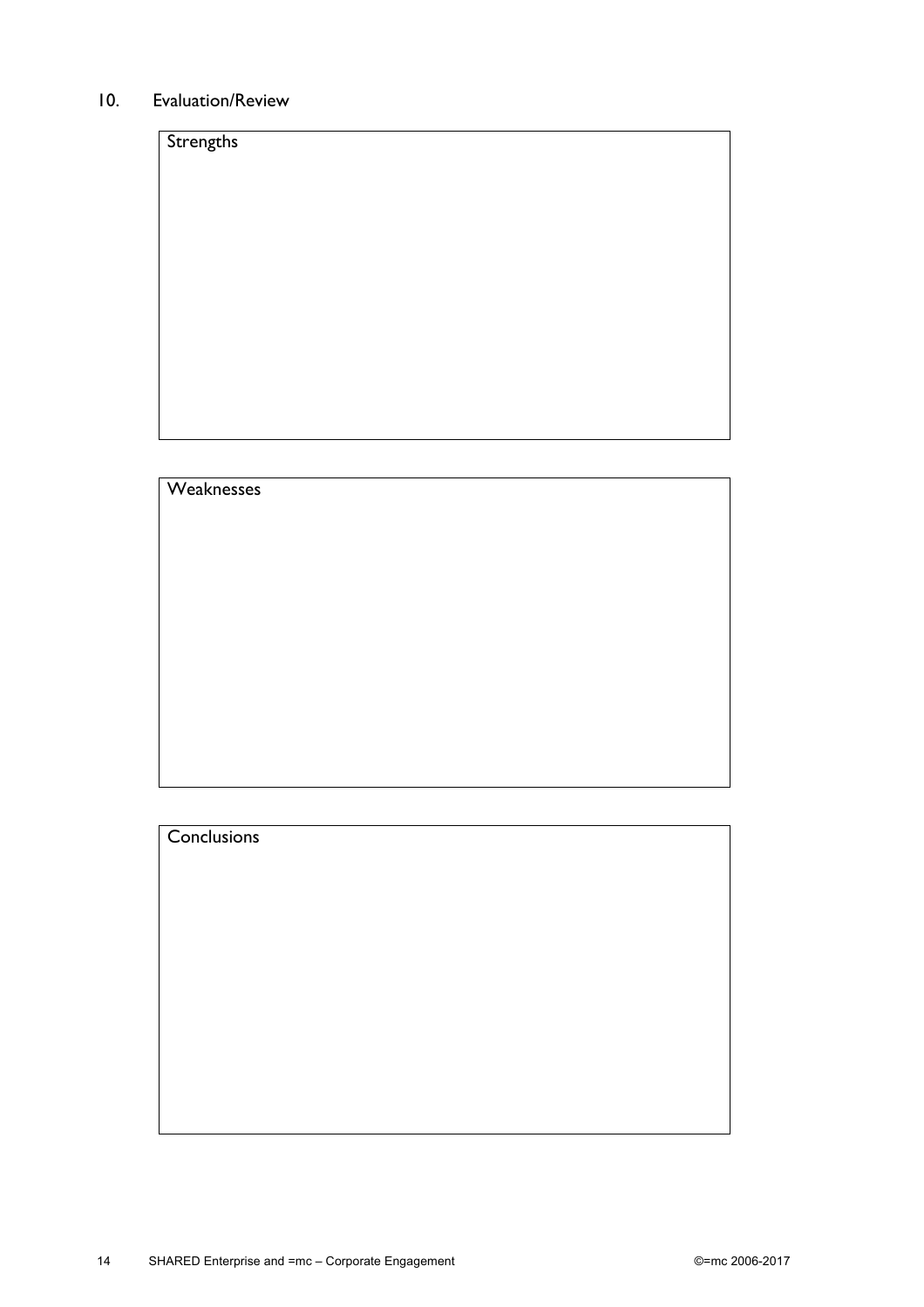## 10. Evaluation/Review

| Strengths |
| --- |
| |

| Weaknesses |
| --- |
| |

| Conclusions |
| --- |
| |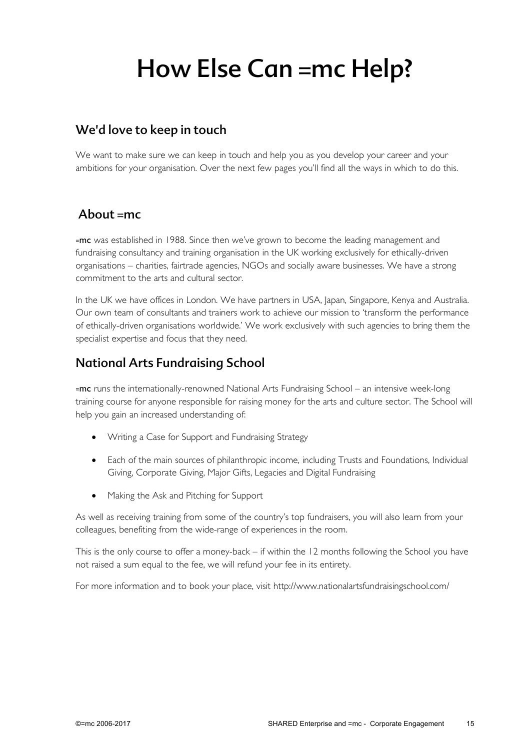# How Else Can =mc Help?

## We'd love to keep in touch

We want to make sure we can keep in touch and help you as you develop your career and your ambitions for your organisation. Over the next few pages you'll find all the ways in which to do this.

## About =mc

=**mc** was established in 1988. Since then we've grown to become the leading management and fundraising consultancy and training organisation in the UK working exclusively for ethically-driven organisations – charities, fairtrade agencies, NGOs and socially aware businesses. We have a strong commitment to the arts and cultural sector.

In the UK we have offices in London. We have partners in USA, Japan, Singapore, Kenya and Australia. Our own team of consultants and trainers work to achieve our mission to 'transform the performance of ethically-driven organisations worldwide.' We work exclusively with such agencies to bring them the specialist expertise and focus that they need.

## National Arts Fundraising School

=**mc** runs the internationally-renowned National Arts Fundraising School – an intensive week-long training course for anyone responsible for raising money for the arts and culture sector. The School will help you gain an increased understanding of:

- Writing a Case for Support and Fundraising Strategy
- Each of the main sources of philanthropic income, including Trusts and Foundations, Individual Giving, Corporate Giving, Major Gifts, Legacies and Digital Fundraising
- Making the Ask and Pitching for Support

As well as receiving training from some of the country's top fundraisers, you will also learn from your colleagues, benefiting from the wide-range of experiences in the room.

This is the only course to offer a money-back – if within the 12 months following the School you have not raised a sum equal to the fee, we will refund your fee in its entirety.

For more information and to book your place, visit http://www.nationalartsfundraisingschool.com/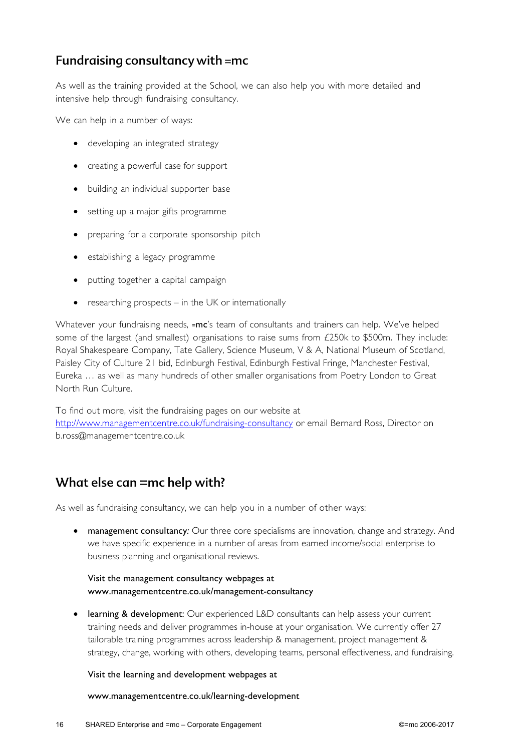## Fundraising consultancy with =mc

As well as the training provided at the School, we can also help you with more detailed and intensive help through fundraising consultancy.

We can help in a number of ways:

- developing an integrated strategy
- creating a powerful case for support
- building an individual supporter base
- setting up a major gifts programme
- preparing for a corporate sponsorship pitch
- establishing a legacy programme
- putting together a capital campaign
- researching prospects – in the UK or internationally

Whatever your fundraising needs, =**mc**'s team of consultants and trainers can help. We've helped some of the largest (and smallest) organisations to raise sums from £250k to $500m. They include: Royal Shakespeare Company, Tate Gallery, Science Museum, V & A, National Museum of Scotland, Paisley City of Culture 21 bid, Edinburgh Festival, Edinburgh Festival Fringe, Manchester Festival, Eureka … as well as many hundreds of other smaller organisations from Poetry London to Great North Run Culture.

To find out more, visit the fundraising pages on our website at [http://www.managementcentre.co.uk/fundraising-consultancy](http://www.managementcentre.co.uk/fundraising-consultancy) or email Bernard Ross, Director on b.ross@managementcentre.co.uk

## What else can =mc help with?

As well as fundraising consultancy, we can help you in a number of other ways:

- **management consultancy:** Our three core specialisms are innovation, change and strategy. And we have specific experience in a number of areas from earned income/social enterprise to business planning and organisational reviews.

  Visit the management consultancy webpages at www.managementcentre.co.uk/management-consultancy

- **learning & development:** Our experienced L&D consultants can help assess your current training needs and deliver programmes in-house at your organisation. We currently offer 27 tailorable training programmes across leadership & management, project management & strategy, change, working with others, developing teams, personal effectiveness, and fundraising.

  Visit the learning and development webpages at

  www.managementcentre.co.uk/learning-development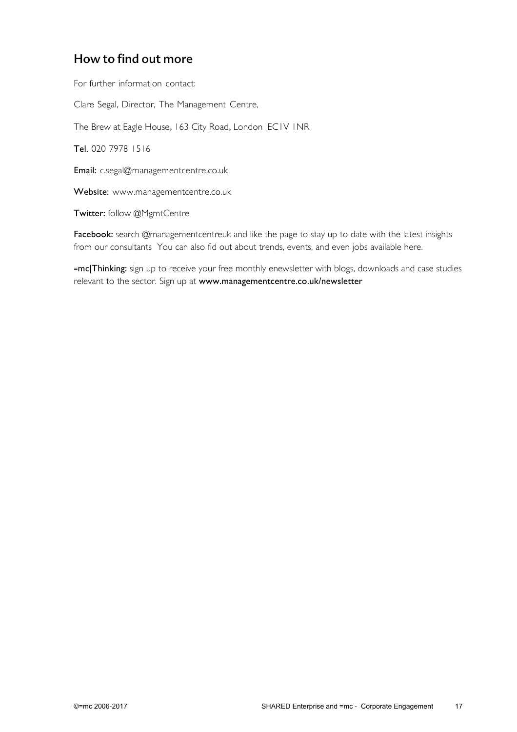## How to find out more

For further information contact:

Clare Segal, Director, The Management Centre,

The Brew at Eagle House, 163 City Road, London EC1V 1NR

**Tel.** 020 7978 1516

**Email:** c.segal@managementcentre.co.uk

**Website:** www.managementcentre.co.uk

**Twitter:** follow @MgmtCentre

**Facebook:** search @managementcentreuk and like the page to stay up to date with the latest insights from our consultants You can also fid out about trends, events, and even jobs available here.

=**mc|Thinking:** sign up to receive your free monthly enewsletter with blogs, downloads and case studies relevant to the sector. Sign up at **www.managementcentre.co.uk/newsletter**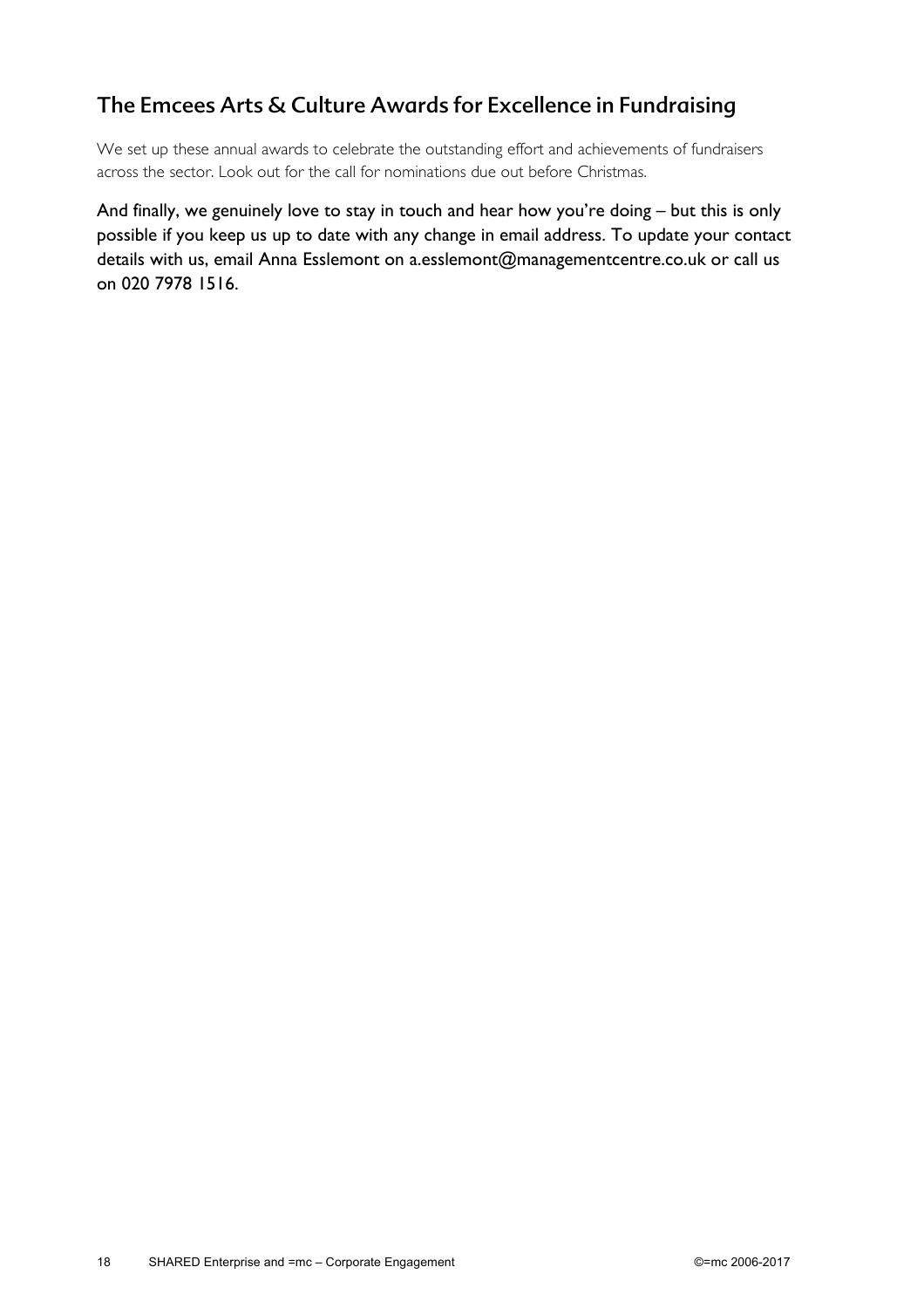## The Emcees Arts & Culture Awards for Excellence in Fundraising

We set up these annual awards to celebrate the outstanding effort and achievements of fundraisers across the sector. Look out for the call for nominations due out before Christmas.

And finally, we genuinely love to stay in touch and hear how you're doing – but this is only possible if you keep us up to date with any change in email address. To update your contact details with us, email Anna Esslemont on a.esslemont@managementcentre.co.uk or call us on 020 7978 1516.